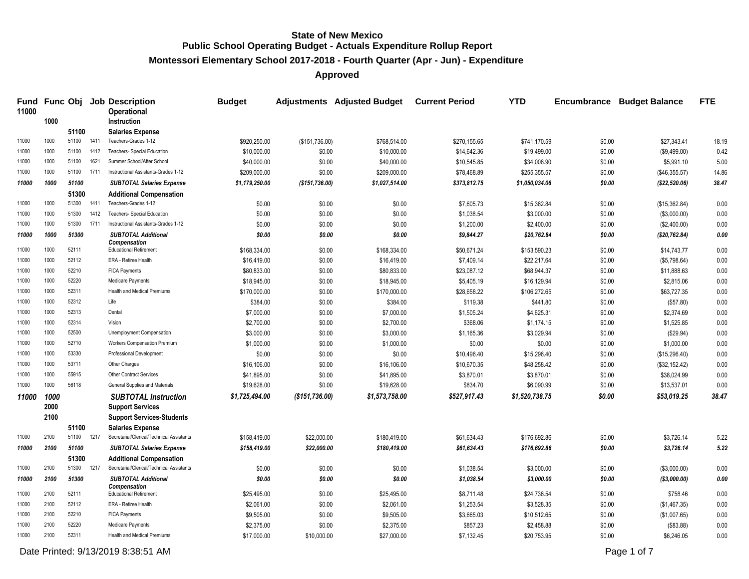# State of New Mexico
## Public School Operating Budget - Actuals Expenditure Rollup Report
### Montessori Elementary School 2017-2018 - Fourth Quarter (Apr - Jun) - Expenditure
### Approved

| Fund | Func | Obj | Job | Description | Budget | Adjustments | Adjusted Budget | Current Period | YTD | Encumbrance | Budget Balance | FTE |
|---|---|---|---|---|---|---|---|---|---|---|---|---|
| 11000 | | | | **Operational** | | | | | | | | |
| | 1000 | | | **Instruction** | | | | | | | | |
| | | 51100 | | **Salaries Expense** | | | | | | | | |
| 11000 | 1000 | 51100 | 1411 | Teachers-Grades 1-12 | $920,250.00 | ($151,736.00) | $768,514.00 | $270,155.65 | $741,170.59 | $0.00 | $27,343.41 | 18.19 |
| 11000 | 1000 | 51100 | 1412 | Teachers- Special Education | $10,000.00 | $0.00 | $10,000.00 | $14,642.36 | $19,499.00 | $0.00 | ($9,499.00) | 0.42 |
| 11000 | 1000 | 51100 | 1621 | Summer School/After School | $40,000.00 | $0.00 | $40,000.00 | $10,545.85 | $34,008.90 | $0.00 | $5,991.10 | 5.00 |
| 11000 | 1000 | 51100 | 1711 | Instructional Assistants-Grades 1-12 | $209,000.00 | $0.00 | $209,000.00 | $78,468.89 | $255,355.57 | $0.00 | ($46,355.57) | 14.86 |
| ***11000*** | ***1000*** | ***51100*** | | ***SUBTOTAL Salaries Expense*** | ***$1,179,250.00*** | ***($151,736.00)*** | ***$1,027,514.00*** | ***$373,812.75*** | ***$1,050,034.06*** | ***$0.00*** | ***($22,520.06)*** | ***38.47*** |
| | | 51300 | | **Additional Compensation** | | | | | | | | |
| 11000 | 1000 | 51300 | 1411 | Teachers-Grades 1-12 | $0.00 | $0.00 | $0.00 | $7,605.73 | $15,362.84 | $0.00 | ($15,362.84) | 0.00 |
| 11000 | 1000 | 51300 | 1412 | Teachers- Special Education | $0.00 | $0.00 | $0.00 | $1,038.54 | $3,000.00 | $0.00 | ($3,000.00) | 0.00 |
| 11000 | 1000 | 51300 | 1711 | Instructional Assistants-Grades 1-12 | $0.00 | $0.00 | $0.00 | $1,200.00 | $2,400.00 | $0.00 | ($2,400.00) | 0.00 |
| ***11000*** | ***1000*** | ***51300*** | | ***SUBTOTAL Additional Compensation*** | ***$0.00*** | ***$0.00*** | ***$0.00*** | ***$9,844.27*** | ***$20,762.84*** | ***$0.00*** | ***($20,762.84)*** | ***0.00*** |
| 11000 | 1000 | 52111 | | Educational Retirement | $168,334.00 | $0.00 | $168,334.00 | $50,671.24 | $153,590.23 | $0.00 | $14,743.77 | 0.00 |
| 11000 | 1000 | 52112 | | ERA - Retiree Health | $16,419.00 | $0.00 | $16,419.00 | $7,409.14 | $22,217.64 | $0.00 | ($5,798.64) | 0.00 |
| 11000 | 1000 | 52210 | | FICA Payments | $80,833.00 | $0.00 | $80,833.00 | $23,087.12 | $68,944.37 | $0.00 | $11,888.63 | 0.00 |
| 11000 | 1000 | 52220 | | Medicare Payments | $18,945.00 | $0.00 | $18,945.00 | $5,405.19 | $16,129.94 | $0.00 | $2,815.06 | 0.00 |
| 11000 | 1000 | 52311 | | Health and Medical Premiums | $170,000.00 | $0.00 | $170,000.00 | $28,658.22 | $106,272.65 | $0.00 | $63,727.35 | 0.00 |
| 11000 | 1000 | 52312 | | Life | $384.00 | $0.00 | $384.00 | $119.38 | $441.80 | $0.00 | ($57.80) | 0.00 |
| 11000 | 1000 | 52313 | | Dental | $7,000.00 | $0.00 | $7,000.00 | $1,505.24 | $4,625.31 | $0.00 | $2,374.69 | 0.00 |
| 11000 | 1000 | 52314 | | Vision | $2,700.00 | $0.00 | $2,700.00 | $368.06 | $1,174.15 | $0.00 | $1,525.85 | 0.00 |
| 11000 | 1000 | 52500 | | Unemployment Compensation | $3,000.00 | $0.00 | $3,000.00 | $1,165.36 | $3,029.94 | $0.00 | ($29.94) | 0.00 |
| 11000 | 1000 | 52710 | | Workers Compensation Premium | $1,000.00 | $0.00 | $1,000.00 | $0.00 | $0.00 | $0.00 | $1,000.00 | 0.00 |
| 11000 | 1000 | 53330 | | Professional Development | $0.00 | $0.00 | $0.00 | $10,496.40 | $15,296.40 | $0.00 | ($15,296.40) | 0.00 |
| 11000 | 1000 | 53711 | | Other Charges | $16,106.00 | $0.00 | $16,106.00 | $10,670.35 | $48,258.42 | $0.00 | ($32,152.42) | 0.00 |
| 11000 | 1000 | 55915 | | Other Contract Services | $41,895.00 | $0.00 | $41,895.00 | $3,870.01 | $3,870.01 | $0.00 | $38,024.99 | 0.00 |
| 11000 | 1000 | 56118 | | General Supplies and Materials | $19,628.00 | $0.00 | $19,628.00 | $834.70 | $6,090.99 | $0.00 | $13,537.01 | 0.00 |
| ***11000*** | ***1000*** | | | ***SUBTOTAL Instruction*** | ***$1,725,494.00*** | ***($151,736.00)*** | ***$1,573,758.00*** | ***$527,917.43*** | ***$1,520,738.75*** | ***$0.00*** | ***$53,019.25*** | ***38.47*** |
| | 2000 | | | **Support Services** | | | | | | | | |
| | 2100 | | | **Support Services-Students** | | | | | | | | |
| | | 51100 | | **Salaries Expense** | | | | | | | | |
| 11000 | 2100 | 51100 | 1217 | Secretarial/Clerical/Technical Assistants | $158,419.00 | $22,000.00 | $180,419.00 | $61,634.43 | $176,692.86 | $0.00 | $3,726.14 | 5.22 |
| ***11000*** | ***2100*** | ***51100*** | | ***SUBTOTAL Salaries Expense*** | ***$158,419.00*** | ***$22,000.00*** | ***$180,419.00*** | ***$61,634.43*** | ***$176,692.86*** | ***$0.00*** | ***$3,726.14*** | ***5.22*** |
| | | 51300 | | **Additional Compensation** | | | | | | | | |
| 11000 | 2100 | 51300 | 1217 | Secretarial/Clerical/Technical Assistants | $0.00 | $0.00 | $0.00 | $1,038.54 | $3,000.00 | $0.00 | ($3,000.00) | 0.00 |
| ***11000*** | ***2100*** | ***51300*** | | ***SUBTOTAL Additional Compensation*** | ***$0.00*** | ***$0.00*** | ***$0.00*** | ***$1,038.54*** | ***$3,000.00*** | ***$0.00*** | ***($3,000.00)*** | ***0.00*** |
| 11000 | 2100 | 52111 | | Educational Retirement | $25,495.00 | $0.00 | $25,495.00 | $8,711.48 | $24,736.54 | $0.00 | $758.46 | 0.00 |
| 11000 | 2100 | 52112 | | ERA - Retiree Health | $2,061.00 | $0.00 | $2,061.00 | $1,253.54 | $3,528.35 | $0.00 | ($1,467.35) | 0.00 |
| 11000 | 2100 | 52210 | | FICA Payments | $9,505.00 | $0.00 | $9,505.00 | $3,665.03 | $10,512.65 | $0.00 | ($1,007.65) | 0.00 |
| 11000 | 2100 | 52220 | | Medicare Payments | $2,375.00 | $0.00 | $2,375.00 | $857.23 | $2,458.88 | $0.00 | ($83.88) | 0.00 |
| 11000 | 2100 | 52311 | | Health and Medical Premiums | $17,000.00 | $10,000.00 | $27,000.00 | $7,132.45 | $20,753.95 | $0.00 | $6,246.05 | 0.00 |

Date Printed: 9/13/2019 8:38:51 AM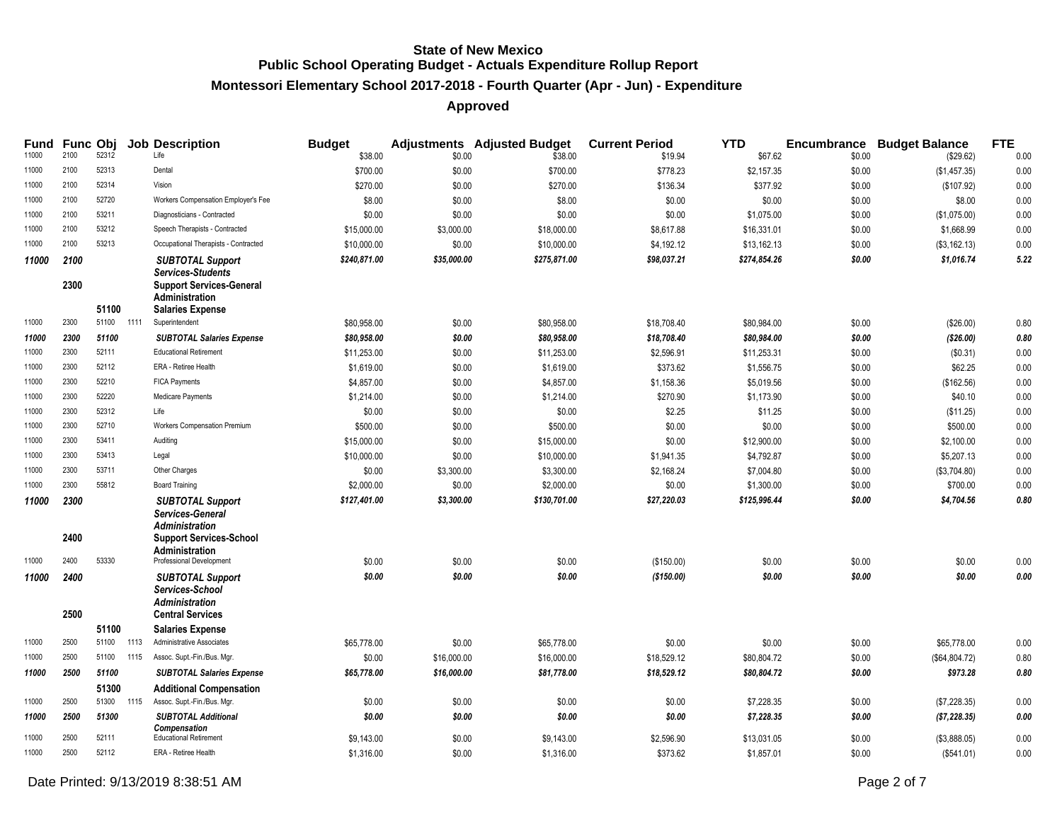# State of New Mexico
## Public School Operating Budget - Actuals Expenditure Rollup Report
### Montessori Elementary School 2017-2018 - Fourth Quarter (Apr - Jun) - Expenditure
### Approved

| Fund | Func | Obj | Job | Description | Budget | Adjustments | Adjusted Budget | Current Period | YTD | Encumbrance | Budget Balance | FTE |
|---|---|---|---|---|---|---|---|---|---|---|---|---|
| 11000 | 2100 | 52312 | | Life | $38.00 | $0.00 | $38.00 | $19.94 | $67.62 | $0.00 | ($29.62) | 0.00 |
| 11000 | 2100 | 52313 | | Dental | $700.00 | $0.00 | $700.00 | $778.23 | $2,157.35 | $0.00 | ($1,457.35) | 0.00 |
| 11000 | 2100 | 52314 | | Vision | $270.00 | $0.00 | $270.00 | $136.34 | $377.92 | $0.00 | ($107.92) | 0.00 |
| 11000 | 2100 | 52720 | | Workers Compensation Employer's Fee | $8.00 | $0.00 | $8.00 | $0.00 | $0.00 | $0.00 | $8.00 | 0.00 |
| 11000 | 2100 | 53211 | | Diagnosticians - Contracted | $0.00 | $0.00 | $0.00 | $0.00 | $1,075.00 | $0.00 | ($1,075.00) | 0.00 |
| 11000 | 2100 | 53212 | | Speech Therapists - Contracted | $15,000.00 | $3,000.00 | $18,000.00 | $8,617.88 | $16,331.01 | $0.00 | $1,668.99 | 0.00 |
| 11000 | 2100 | 53213 | | Occupational Therapists - Contracted | $10,000.00 | $0.00 | $10,000.00 | $4,192.12 | $13,162.13 | $0.00 | ($3,162.13) | 0.00 |
| ***11000*** | ***2100*** | | | ***SUBTOTAL Support Services-Students*** | ***$240,871.00*** | ***$35,000.00*** | ***$275,871.00*** | ***$98,037.21*** | ***$274,854.26*** | ***$0.00*** | ***$1,016.74*** | ***5.22*** |
| | **2300** | | | **Support Services-General Administration** | | | | | | | | |
| | | **51100** | | **Salaries Expense** | | | | | | | | |
| 11000 | 2300 | 51100 | 1111 | Superintendent | $80,958.00 | $0.00 | $80,958.00 | $18,708.40 | $80,984.00 | $0.00 | ($26.00) | 0.80 |
| ***11000*** | ***2300*** | ***51100*** | | ***SUBTOTAL Salaries Expense*** | ***$80,958.00*** | ***$0.00*** | ***$80,958.00*** | ***$18,708.40*** | ***$80,984.00*** | ***$0.00*** | ***($26.00)*** | ***0.80*** |
| 11000 | 2300 | 52111 | | Educational Retirement | $11,253.00 | $0.00 | $11,253.00 | $2,596.91 | $11,253.31 | $0.00 | ($0.31) | 0.00 |
| 11000 | 2300 | 52112 | | ERA - Retiree Health | $1,619.00 | $0.00 | $1,619.00 | $373.62 | $1,556.75 | $0.00 | $62.25 | 0.00 |
| 11000 | 2300 | 52210 | | FICA Payments | $4,857.00 | $0.00 | $4,857.00 | $1,158.36 | $5,019.56 | $0.00 | ($162.56) | 0.00 |
| 11000 | 2300 | 52220 | | Medicare Payments | $1,214.00 | $0.00 | $1,214.00 | $270.90 | $1,173.90 | $0.00 | $40.10 | 0.00 |
| 11000 | 2300 | 52312 | | Life | $0.00 | $0.00 | $0.00 | $2.25 | $11.25 | $0.00 | ($11.25) | 0.00 |
| 11000 | 2300 | 52710 | | Workers Compensation Premium | $500.00 | $0.00 | $500.00 | $0.00 | $0.00 | $0.00 | $500.00 | 0.00 |
| 11000 | 2300 | 53411 | | Auditing | $15,000.00 | $0.00 | $15,000.00 | $0.00 | $12,900.00 | $0.00 | $2,100.00 | 0.00 |
| 11000 | 2300 | 53413 | | Legal | $10,000.00 | $0.00 | $10,000.00 | $1,941.35 | $4,792.87 | $0.00 | $5,207.13 | 0.00 |
| 11000 | 2300 | 53711 | | Other Charges | $0.00 | $3,300.00 | $3,300.00 | $2,168.24 | $7,004.80 | $0.00 | ($3,704.80) | 0.00 |
| 11000 | 2300 | 55812 | | Board Training | $2,000.00 | $0.00 | $2,000.00 | $0.00 | $1,300.00 | $0.00 | $700.00 | 0.00 |
| ***11000*** | ***2300*** | | | ***SUBTOTAL Support Services-General Administration*** | ***$127,401.00*** | ***$3,300.00*** | ***$130,701.00*** | ***$27,220.03*** | ***$125,996.44*** | ***$0.00*** | ***$4,704.56*** | ***0.80*** |
| | **2400** | | | **Support Services-School Administration** | | | | | | | | |
| 11000 | 2400 | 53330 | | Professional Development | $0.00 | $0.00 | $0.00 | ($150.00) | $0.00 | $0.00 | $0.00 | 0.00 |
| ***11000*** | ***2400*** | | | ***SUBTOTAL Support Services-School Administration*** | ***$0.00*** | ***$0.00*** | ***$0.00*** | ***($150.00)*** | ***$0.00*** | ***$0.00*** | ***$0.00*** | ***0.00*** |
| | **2500** | | | **Central Services** | | | | | | | | |
| | | **51100** | | **Salaries Expense** | | | | | | | | |
| 11000 | 2500 | 51100 | 1113 | Administrative Associates | $65,778.00 | $0.00 | $65,778.00 | $0.00 | $0.00 | $0.00 | $65,778.00 | 0.00 |
| 11000 | 2500 | 51100 | 1115 | Assoc. Supt.-Fin./Bus. Mgr. | $0.00 | $16,000.00 | $16,000.00 | $18,529.12 | $80,804.72 | $0.00 | ($64,804.72) | 0.80 |
| ***11000*** | ***2500*** | ***51100*** | | ***SUBTOTAL Salaries Expense*** | ***$65,778.00*** | ***$16,000.00*** | ***$81,778.00*** | ***$18,529.12*** | ***$80,804.72*** | ***$0.00*** | ***$973.28*** | ***0.80*** |
| | | **51300** | | **Additional Compensation** | | | | | | | | |
| 11000 | 2500 | 51300 | 1115 | Assoc. Supt.-Fin./Bus. Mgr. | $0.00 | $0.00 | $0.00 | $0.00 | $7,228.35 | $0.00 | ($7,228.35) | 0.00 |
| ***11000*** | ***2500*** | ***51300*** | | ***SUBTOTAL Additional Compensation*** | ***$0.00*** | ***$0.00*** | ***$0.00*** | ***$0.00*** | ***$7,228.35*** | ***$0.00*** | ***($7,228.35)*** | ***0.00*** |
| 11000 | 2500 | 52111 | | Educational Retirement | $9,143.00 | $0.00 | $9,143.00 | $2,596.90 | $13,031.05 | $0.00 | ($3,888.05) | 0.00 |
| 11000 | 2500 | 52112 | | ERA - Retiree Health | $1,316.00 | $0.00 | $1,316.00 | $373.62 | $1,857.01 | $0.00 | ($541.01) | 0.00 |

Date Printed: 9/13/2019 8:38:51 AM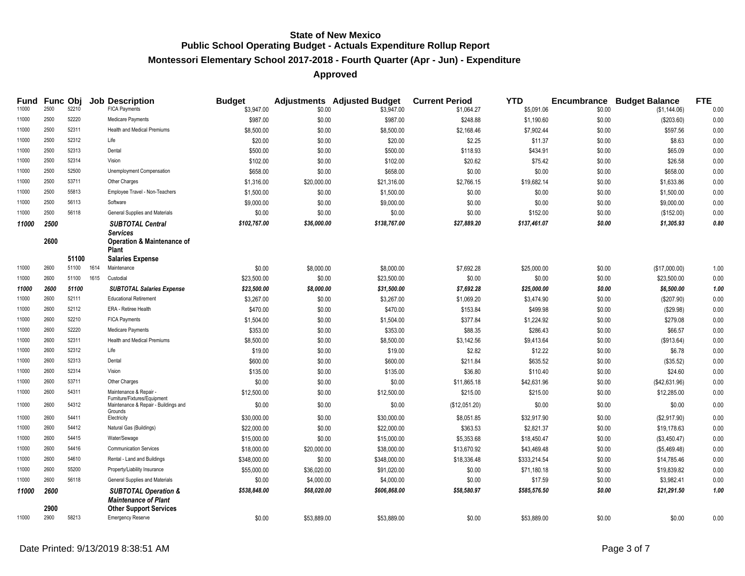**State of New Mexico**
**Public School Operating Budget - Actuals Expenditure Rollup Report**

**Montessori Elementary School 2017-2018 - Fourth Quarter (Apr - Jun) - Expenditure**

**Approved**

| Fund | Func | Obj | Job | Description | Budget | Adjustments | Adjusted Budget | Current Period | YTD | Encumbrance | Budget Balance | FTE |
|---|---|---|---|---|---|---|---|---|---|---|---|---|
| 11000 | 2500 | 52210 | | FICA Payments | $3,947.00 | $0.00 | $3,947.00 | $1,064.27 | $5,091.06 | $0.00 | ($1,144.06) | 0.00 |
| 11000 | 2500 | 52220 | | Medicare Payments | $987.00 | $0.00 | $987.00 | $248.88 | $1,190.60 | $0.00 | ($203.60) | 0.00 |
| 11000 | 2500 | 52311 | | Health and Medical Premiums | $8,500.00 | $0.00 | $8,500.00 | $2,168.46 | $7,902.44 | $0.00 | $597.56 | 0.00 |
| 11000 | 2500 | 52312 | | Life | $20.00 | $0.00 | $20.00 | $2.25 | $11.37 | $0.00 | $8.63 | 0.00 |
| 11000 | 2500 | 52313 | | Dental | $500.00 | $0.00 | $500.00 | $118.93 | $434.91 | $0.00 | $65.09 | 0.00 |
| 11000 | 2500 | 52314 | | Vision | $102.00 | $0.00 | $102.00 | $20.62 | $75.42 | $0.00 | $26.58 | 0.00 |
| 11000 | 2500 | 52500 | | Unemployment Compensation | $658.00 | $0.00 | $658.00 | $0.00 | $0.00 | $0.00 | $658.00 | 0.00 |
| 11000 | 2500 | 53711 | | Other Charges | $1,316.00 | $20,000.00 | $21,316.00 | $2,766.15 | $19,682.14 | $0.00 | $1,633.86 | 0.00 |
| 11000 | 2500 | 55813 | | Employee Travel - Non-Teachers | $1,500.00 | $0.00 | $1,500.00 | $0.00 | $0.00 | $0.00 | $1,500.00 | 0.00 |
| 11000 | 2500 | 56113 | | Software | $9,000.00 | $0.00 | $9,000.00 | $0.00 | $0.00 | $0.00 | $9,000.00 | 0.00 |
| 11000 | 2500 | 56118 | | General Supplies and Materials | $0.00 | $0.00 | $0.00 | $0.00 | $152.00 | $0.00 | ($152.00) | 0.00 |
| ***11000*** | ***2500*** | | | ***SUBTOTAL Central Services*** | ***$102,767.00*** | ***$36,000.00*** | ***$138,767.00*** | ***$27,889.20*** | ***$137,461.07*** | ***$0.00*** | ***$1,305.93*** | ***0.80*** |
| | **2600** | | | **Operation & Maintenance of Plant** | | | | | | | | |
| | | **51100** | | **Salaries Expense** | | | | | | | | |
| 11000 | 2600 | 51100 | 1614 | Maintenance | $0.00 | $8,000.00 | $8,000.00 | $7,692.28 | $25,000.00 | $0.00 | ($17,000.00) | 1.00 |
| 11000 | 2600 | 51100 | 1615 | Custodial | $23,500.00 | $0.00 | $23,500.00 | $0.00 | $0.00 | $0.00 | $23,500.00 | 0.00 |
| ***11000*** | ***2600*** | ***51100*** | | ***SUBTOTAL Salaries Expense*** | ***$23,500.00*** | ***$8,000.00*** | ***$31,500.00*** | ***$7,692.28*** | ***$25,000.00*** | ***$0.00*** | ***$6,500.00*** | ***1.00*** |
| 11000 | 2600 | 52111 | | Educational Retirement | $3,267.00 | $0.00 | $3,267.00 | $1,069.20 | $3,474.90 | $0.00 | ($207.90) | 0.00 |
| 11000 | 2600 | 52112 | | ERA - Retiree Health | $470.00 | $0.00 | $470.00 | $153.84 | $499.98 | $0.00 | ($29.98) | 0.00 |
| 11000 | 2600 | 52210 | | FICA Payments | $1,504.00 | $0.00 | $1,504.00 | $377.84 | $1,224.92 | $0.00 | $279.08 | 0.00 |
| 11000 | 2600 | 52220 | | Medicare Payments | $353.00 | $0.00 | $353.00 | $88.35 | $286.43 | $0.00 | $66.57 | 0.00 |
| 11000 | 2600 | 52311 | | Health and Medical Premiums | $8,500.00 | $0.00 | $8,500.00 | $3,142.56 | $9,413.64 | $0.00 | ($913.64) | 0.00 |
| 11000 | 2600 | 52312 | | Life | $19.00 | $0.00 | $19.00 | $2.82 | $12.22 | $0.00 | $6.78 | 0.00 |
| 11000 | 2600 | 52313 | | Dental | $600.00 | $0.00 | $600.00 | $211.84 | $635.52 | $0.00 | ($35.52) | 0.00 |
| 11000 | 2600 | 52314 | | Vision | $135.00 | $0.00 | $135.00 | $36.80 | $110.40 | $0.00 | $24.60 | 0.00 |
| 11000 | 2600 | 53711 | | Other Charges | $0.00 | $0.00 | $0.00 | $11,865.18 | $42,631.96 | $0.00 | ($42,631.96) | 0.00 |
| 11000 | 2600 | 54311 | | Maintenance & Repair - Furniture/Fixtures/Equipment | $12,500.00 | $0.00 | $12,500.00 | $215.00 | $215.00 | $0.00 | $12,285.00 | 0.00 |
| 11000 | 2600 | 54312 | | Maintenance & Repair - Buildings and Grounds | $0.00 | $0.00 | $0.00 | ($12,051.20) | $0.00 | $0.00 | $0.00 | 0.00 |
| 11000 | 2600 | 54411 | | Electricity | $30,000.00 | $0.00 | $30,000.00 | $8,051.85 | $32,917.90 | $0.00 | ($2,917.90) | 0.00 |
| 11000 | 2600 | 54412 | | Natural Gas (Buildings) | $22,000.00 | $0.00 | $22,000.00 | $363.53 | $2,821.37 | $0.00 | $19,178.63 | 0.00 |
| 11000 | 2600 | 54415 | | Water/Sewage | $15,000.00 | $0.00 | $15,000.00 | $5,353.68 | $18,450.47 | $0.00 | ($3,450.47) | 0.00 |
| 11000 | 2600 | 54416 | | Communication Services | $18,000.00 | $20,000.00 | $38,000.00 | $13,670.92 | $43,469.48 | $0.00 | ($5,469.48) | 0.00 |
| 11000 | 2600 | 54610 | | Rental - Land and Buildings | $348,000.00 | $0.00 | $348,000.00 | $18,336.48 | $333,214.54 | $0.00 | $14,785.46 | 0.00 |
| 11000 | 2600 | 55200 | | Property/Liability Insurance | $55,000.00 | $36,020.00 | $91,020.00 | $0.00 | $71,180.18 | $0.00 | $19,839.82 | 0.00 |
| 11000 | 2600 | 56118 | | General Supplies and Materials | $0.00 | $4,000.00 | $4,000.00 | $0.00 | $17.59 | $0.00 | $3,982.41 | 0.00 |
| ***11000*** | ***2600*** | | | ***SUBTOTAL Operation & Maintenance of Plant*** | ***$538,848.00*** | ***$68,020.00*** | ***$606,868.00*** | ***$58,580.97*** | ***$585,576.50*** | ***$0.00*** | ***$21,291.50*** | ***1.00*** |
| | **2900** | | | **Other Support Services** | | | | | | | | |
| 11000 | 2900 | 58213 | | Emergency Reserve | $0.00 | $53,889.00 | $53,889.00 | $0.00 | $53,889.00 | $0.00 | $0.00 | 0.00 |

Date Printed: 9/13/2019 8:38:51 AM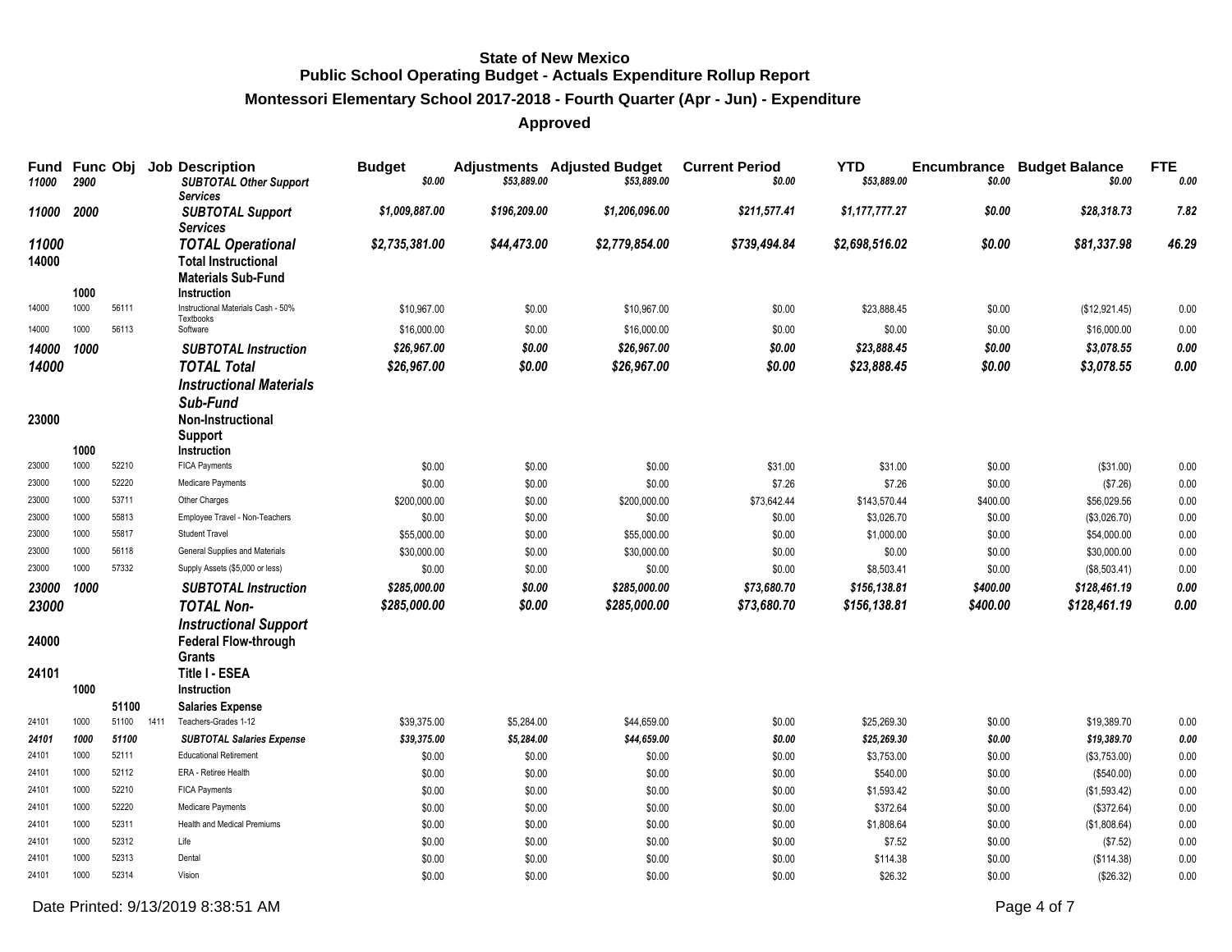# State of New Mexico
## Public School Operating Budget - Actuals Expenditure Rollup Report
### Montessori Elementary School 2017-2018 - Fourth Quarter (Apr - Jun) - Expenditure
### Approved

| Fund | Func | Obj | Job | Description | Budget | Adjustments | Adjusted Budget | Current Period | YTD | Encumbrance | Budget Balance | FTE |
|---|---|---|---|---|---|---|---|---|---|---|---|---|
| *11000* | *2900* | | | ***SUBTOTAL Other Support Services*** | *$0.00* | *$53,889.00* | *$53,889.00* | *$0.00* | *$53,889.00* | *$0.00* | *$0.00* | *0.00* |
| *11000* | *2000* | | | ***SUBTOTAL Support Services*** | *$1,009,887.00* | *$196,209.00* | *$1,206,096.00* | *$211,577.41* | *$1,177,777.27* | *$0.00* | *$28,318.73* | *7.82* |
| *11000* | | | | ***TOTAL Operational*** | *$2,735,381.00* | *$44,473.00* | *$2,779,854.00* | *$739,494.84* | *$2,698,516.02* | *$0.00* | *$81,337.98* | *46.29* |
| **14000** | | | | **Total Instructional Materials Sub-Fund** | | | | | | | | |
| | **1000** | | | **Instruction** | | | | | | | | |
| 14000 | 1000 | 56111 | | Instructional Materials Cash - 50% Textbooks | $10,967.00 | $0.00 | $10,967.00 | $0.00 | $23,888.45 | $0.00 | ($12,921.45) | 0.00 |
| 14000 | 1000 | 56113 | | Software | $16,000.00 | $0.00 | $16,000.00 | $0.00 | $0.00 | $0.00 | $16,000.00 | 0.00 |
| *14000* | *1000* | | | ***SUBTOTAL Instruction*** | *$26,967.00* | *$0.00* | *$26,967.00* | *$0.00* | *$23,888.45* | *$0.00* | *$3,078.55* | *0.00* |
| *14000* | | | | ***TOTAL Total Instructional Materials Sub-Fund*** | *$26,967.00* | *$0.00* | *$26,967.00* | *$0.00* | *$23,888.45* | *$0.00* | *$3,078.55* | *0.00* |
| **23000** | | | | **Non-Instructional Support** | | | | | | | | |
| | **1000** | | | **Instruction** | | | | | | | | |
| 23000 | 1000 | 52210 | | FICA Payments | $0.00 | $0.00 | $0.00 | $31.00 | $31.00 | $0.00 | ($31.00) | 0.00 |
| 23000 | 1000 | 52220 | | Medicare Payments | $0.00 | $0.00 | $0.00 | $7.26 | $7.26 | $0.00 | ($7.26) | 0.00 |
| 23000 | 1000 | 53711 | | Other Charges | $200,000.00 | $0.00 | $200,000.00 | $73,642.44 | $143,570.44 | $400.00 | $56,029.56 | 0.00 |
| 23000 | 1000 | 55813 | | Employee Travel - Non-Teachers | $0.00 | $0.00 | $0.00 | $0.00 | $3,026.70 | $0.00 | ($3,026.70) | 0.00 |
| 23000 | 1000 | 55817 | | Student Travel | $55,000.00 | $0.00 | $55,000.00 | $0.00 | $1,000.00 | $0.00 | $54,000.00 | 0.00 |
| 23000 | 1000 | 56118 | | General Supplies and Materials | $30,000.00 | $0.00 | $30,000.00 | $0.00 | $0.00 | $0.00 | $30,000.00 | 0.00 |
| 23000 | 1000 | 57332 | | Supply Assets ($5,000 or less) | $0.00 | $0.00 | $0.00 | $0.00 | $8,503.41 | $0.00 | ($8,503.41) | 0.00 |
| *23000* | *1000* | | | ***SUBTOTAL Instruction*** | *$285,000.00* | *$0.00* | *$285,000.00* | *$73,680.70* | *$156,138.81* | *$400.00* | *$128,461.19* | *0.00* |
| *23000* | | | | ***TOTAL Non-Instructional Support*** | *$285,000.00* | *$0.00* | *$285,000.00* | *$73,680.70* | *$156,138.81* | *$400.00* | *$128,461.19* | *0.00* |
| **24000** | | | | **Federal Flow-through Grants** | | | | | | | | |
| **24101** | | | | **Title I - ESEA** | | | | | | | | |
| | **1000** | | | **Instruction** | | | | | | | | |
| | | **51100** | | **Salaries Expense** | | | | | | | | |
| 24101 | 1000 | 51100 | 1411 | Teachers-Grades 1-12 | $39,375.00 | $5,284.00 | $44,659.00 | $0.00 | $25,269.30 | $0.00 | $19,389.70 | 0.00 |
| *24101* | *1000* | *51100* | | ***SUBTOTAL Salaries Expense*** | *$39,375.00* | *$5,284.00* | *$44,659.00* | *$0.00* | *$25,269.30* | *$0.00* | *$19,389.70* | *0.00* |
| 24101 | 1000 | 52111 | | Educational Retirement | $0.00 | $0.00 | $0.00 | $0.00 | $3,753.00 | $0.00 | ($3,753.00) | 0.00 |
| 24101 | 1000 | 52112 | | ERA - Retiree Health | $0.00 | $0.00 | $0.00 | $0.00 | $540.00 | $0.00 | ($540.00) | 0.00 |
| 24101 | 1000 | 52210 | | FICA Payments | $0.00 | $0.00 | $0.00 | $0.00 | $1,593.42 | $0.00 | ($1,593.42) | 0.00 |
| 24101 | 1000 | 52220 | | Medicare Payments | $0.00 | $0.00 | $0.00 | $0.00 | $372.64 | $0.00 | ($372.64) | 0.00 |
| 24101 | 1000 | 52311 | | Health and Medical Premiums | $0.00 | $0.00 | $0.00 | $0.00 | $1,808.64 | $0.00 | ($1,808.64) | 0.00 |
| 24101 | 1000 | 52312 | | Life | $0.00 | $0.00 | $0.00 | $0.00 | $7.52 | $0.00 | ($7.52) | 0.00 |
| 24101 | 1000 | 52313 | | Dental | $0.00 | $0.00 | $0.00 | $0.00 | $114.38 | $0.00 | ($114.38) | 0.00 |
| 24101 | 1000 | 52314 | | Vision | $0.00 | $0.00 | $0.00 | $0.00 | $26.32 | $0.00 | ($26.32) | 0.00 |

Date Printed: 9/13/2019 8:38:51 AM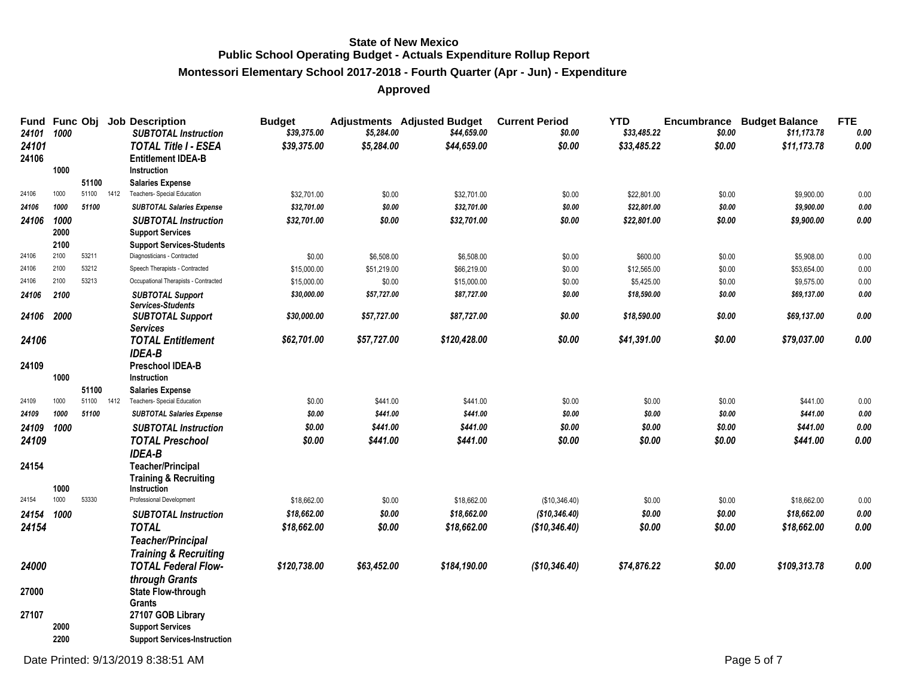**State of New Mexico**
**Public School Operating Budget - Actuals Expenditure Rollup Report**

**Montessori Elementary School 2017-2018 - Fourth Quarter (Apr - Jun) - Expenditure**

**Approved**

| Fund | Func | Obj | Job | Description | Budget | Adjustments | Adjusted Budget | Current Period | YTD | Encumbrance | Budget Balance | FTE |
|---|---|---|---|---|---|---|---|---|---|---|---|---|
| *24101* | *1000* | | | ***SUBTOTAL Instruction*** | *$39,375.00* | *$5,284.00* | *$44,659.00* | *$0.00* | *$33,485.22* | *$0.00* | *$11,173.78* | *0.00* |
| *24101* | | | | ***TOTAL Title I - ESEA*** | *$39,375.00* | *$5,284.00* | *$44,659.00* | *$0.00* | *$33,485.22* | *$0.00* | *$11,173.78* | *0.00* |
| 24106 | | | | **Entitlement IDEA-B** | | | | | | | | |
| | 1000 | | | **Instruction** | | | | | | | | |
| | | 51100 | | **Salaries Expense** | | | | | | | | |
| 24106 | 1000 | 51100 | 1412 | Teachers- Special Education | $32,701.00 | $0.00 | $32,701.00 | $0.00 | $22,801.00 | $0.00 | $9,900.00 | 0.00 |
| *24106* | *1000* | *51100* | | ***SUBTOTAL Salaries Expense*** | *$32,701.00* | *$0.00* | *$32,701.00* | *$0.00* | *$22,801.00* | *$0.00* | *$9,900.00* | *0.00* |
| *24106* | *1000* | | | ***SUBTOTAL Instruction*** | *$32,701.00* | *$0.00* | *$32,701.00* | *$0.00* | *$22,801.00* | *$0.00* | *$9,900.00* | *0.00* |
| | 2000 | | | **Support Services** | | | | | | | | |
| | 2100 | | | **Support Services-Students** | | | | | | | | |
| 24106 | 2100 | 53211 | | Diagnosticians - Contracted | $0.00 | $6,508.00 | $6,508.00 | $0.00 | $600.00 | $0.00 | $5,908.00 | 0.00 |
| 24106 | 2100 | 53212 | | Speech Therapists - Contracted | $15,000.00 | $51,219.00 | $66,219.00 | $0.00 | $12,565.00 | $0.00 | $53,654.00 | 0.00 |
| 24106 | 2100 | 53213 | | Occupational Therapists - Contracted | $15,000.00 | $0.00 | $15,000.00 | $0.00 | $5,425.00 | $0.00 | $9,575.00 | 0.00 |
| *24106* | *2100* | | | ***SUBTOTAL Support Services-Students*** | *$30,000.00* | *$57,727.00* | *$87,727.00* | *$0.00* | *$18,590.00* | *$0.00* | *$69,137.00* | *0.00* |
| *24106* | *2000* | | | ***SUBTOTAL Support Services*** | *$30,000.00* | *$57,727.00* | *$87,727.00* | *$0.00* | *$18,590.00* | *$0.00* | *$69,137.00* | *0.00* |
| *24106* | | | | ***TOTAL Entitlement IDEA-B*** | *$62,701.00* | *$57,727.00* | *$120,428.00* | *$0.00* | *$41,391.00* | *$0.00* | *$79,037.00* | *0.00* |
| 24109 | | | | **Preschool IDEA-B** | | | | | | | | |
| | 1000 | | | **Instruction** | | | | | | | | |
| | | 51100 | | **Salaries Expense** | | | | | | | | |
| 24109 | 1000 | 51100 | 1412 | Teachers- Special Education | $0.00 | $441.00 | $441.00 | $0.00 | $0.00 | $0.00 | $441.00 | 0.00 |
| *24109* | *1000* | *51100* | | ***SUBTOTAL Salaries Expense*** | *$0.00* | *$441.00* | *$441.00* | *$0.00* | *$0.00* | *$0.00* | *$441.00* | *0.00* |
| *24109* | *1000* | | | ***SUBTOTAL Instruction*** | *$0.00* | *$441.00* | *$441.00* | *$0.00* | *$0.00* | *$0.00* | *$441.00* | *0.00* |
| *24109* | | | | ***TOTAL Preschool IDEA-B*** | *$0.00* | *$441.00* | *$441.00* | *$0.00* | *$0.00* | *$0.00* | *$441.00* | *0.00* |
| 24154 | | | | **Teacher/Principal Training & Recruiting** | | | | | | | | |
| | 1000 | | | **Instruction** | | | | | | | | |
| 24154 | 1000 | 53330 | | Professional Development | $18,662.00 | $0.00 | $18,662.00 | ($10,346.40) | $0.00 | $0.00 | $18,662.00 | 0.00 |
| *24154* | *1000* | | | ***SUBTOTAL Instruction*** | *$18,662.00* | *$0.00* | *$18,662.00* | *($10,346.40)* | *$0.00* | *$0.00* | *$18,662.00* | *0.00* |
| *24154* | | | | ***TOTAL Teacher/Principal Training & Recruiting*** | *$18,662.00* | *$0.00* | *$18,662.00* | *($10,346.40)* | *$0.00* | *$0.00* | *$18,662.00* | *0.00* |
| *24000* | | | | ***TOTAL Federal Flow-through Grants*** | *$120,738.00* | *$63,452.00* | *$184,190.00* | *($10,346.40)* | *$74,876.22* | *$0.00* | *$109,313.78* | *0.00* |
| 27000 | | | | **State Flow-through Grants** | | | | | | | | |
| 27107 | | | | **27107 GOB Library** | | | | | | | | |
| | 2000 | | | **Support Services** | | | | | | | | |
| | 2200 | | | **Support Services-Instruction** | | | | | | | | |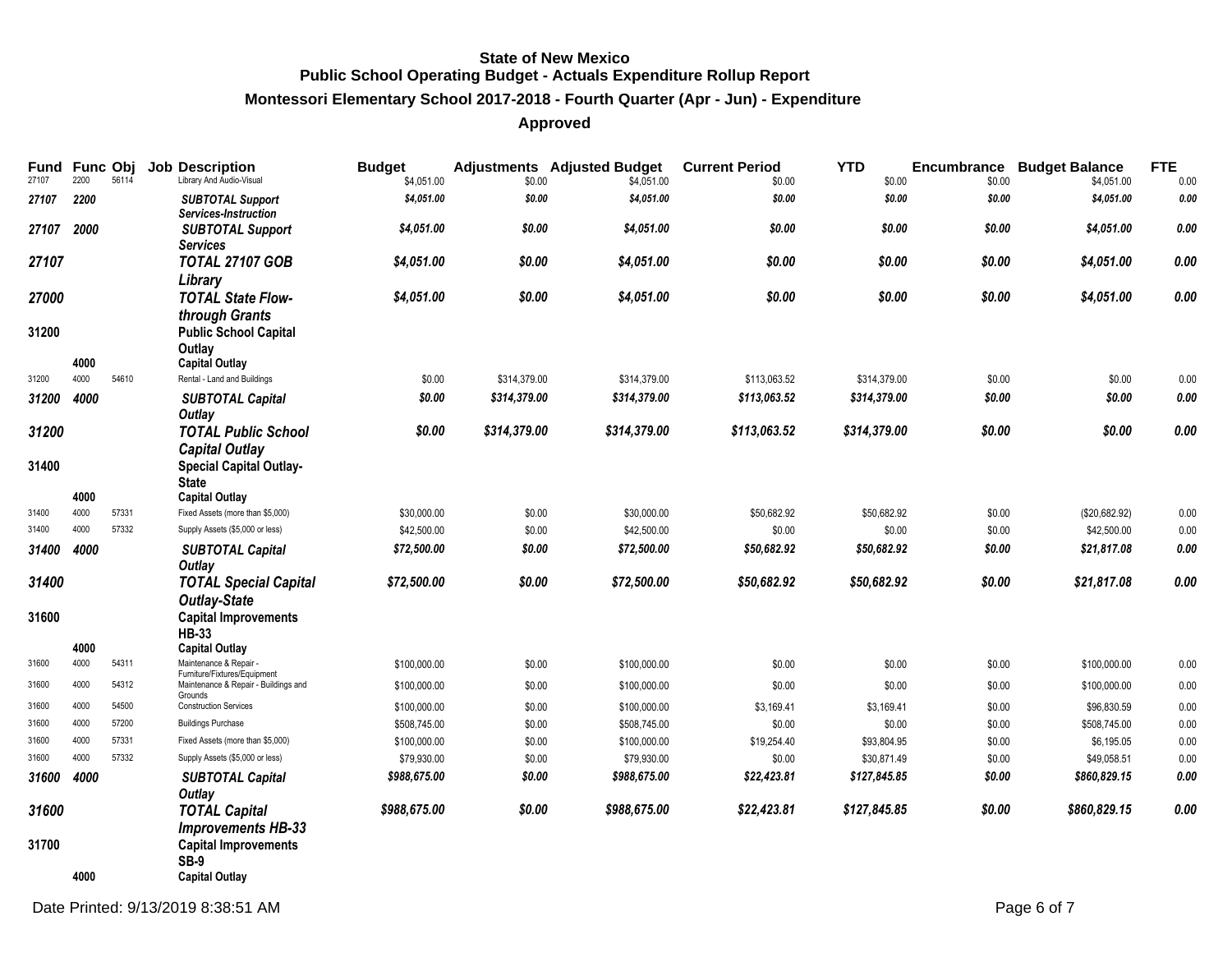**State of New Mexico**
**Public School Operating Budget - Actuals Expenditure Rollup Report**

**Montessori Elementary School 2017-2018 - Fourth Quarter (Apr - Jun) - Expenditure**

**Approved**

| Fund | Func | Obj | Job | Description | Budget | Adjustments | Adjusted Budget | Current Period | YTD | Encumbrance | Budget Balance | FTE |
|---|---|---|---|---|---|---|---|---|---|---|---|---|
| 27107 | 2200 | 56114 | | Library And Audio-Visual | $4,051.00 | $0.00 | $4,051.00 | $0.00 | $0.00 | $0.00 | $4,051.00 | 0.00 |
| ***27107*** | ***2200*** | | | ***SUBTOTAL Support Services-Instruction*** | ***$4,051.00*** | ***$0.00*** | ***$4,051.00*** | ***$0.00*** | ***$0.00*** | ***$0.00*** | ***$4,051.00*** | ***0.00*** |
| ***27107*** | ***2000*** | | | ***SUBTOTAL Support Services*** | ***$4,051.00*** | ***$0.00*** | ***$4,051.00*** | ***$0.00*** | ***$0.00*** | ***$0.00*** | ***$4,051.00*** | ***0.00*** |
| ***27107*** | | | | ***TOTAL 27107 GOB Library*** | ***$4,051.00*** | ***$0.00*** | ***$4,051.00*** | ***$0.00*** | ***$0.00*** | ***$0.00*** | ***$4,051.00*** | ***0.00*** |
| ***27000*** | | | | ***TOTAL State Flow-through Grants*** | ***$4,051.00*** | ***$0.00*** | ***$4,051.00*** | ***$0.00*** | ***$0.00*** | ***$0.00*** | ***$4,051.00*** | ***0.00*** |
| **31200** | | | | **Public School Capital Outlay** | | | | | | | | |
| | **4000** | | | **Capital Outlay** | | | | | | | | |
| 31200 | 4000 | 54610 | | Rental - Land and Buildings | $0.00 | $314,379.00 | $314,379.00 | $113,063.52 | $314,379.00 | $0.00 | $0.00 | 0.00 |
| ***31200*** | ***4000*** | | | ***SUBTOTAL Capital Outlay*** | ***$0.00*** | ***$314,379.00*** | ***$314,379.00*** | ***$113,063.52*** | ***$314,379.00*** | ***$0.00*** | ***$0.00*** | ***0.00*** |
| ***31200*** | | | | ***TOTAL Public School Capital Outlay*** | ***$0.00*** | ***$314,379.00*** | ***$314,379.00*** | ***$113,063.52*** | ***$314,379.00*** | ***$0.00*** | ***$0.00*** | ***0.00*** |
| **31400** | | | | **Special Capital Outlay-State** | | | | | | | | |
| | **4000** | | | **Capital Outlay** | | | | | | | | |
| 31400 | 4000 | 57331 | | Fixed Assets (more than $5,000) | $30,000.00 | $0.00 | $30,000.00 | $50,682.92 | $50,682.92 | $0.00 | ($20,682.92) | 0.00 |
| 31400 | 4000 | 57332 | | Supply Assets ($5,000 or less) | $42,500.00 | $0.00 | $42,500.00 | $0.00 | $0.00 | $0.00 | $42,500.00 | 0.00 |
| ***31400*** | ***4000*** | | | ***SUBTOTAL Capital Outlay*** | ***$72,500.00*** | ***$0.00*** | ***$72,500.00*** | ***$50,682.92*** | ***$50,682.92*** | ***$0.00*** | ***$21,817.08*** | ***0.00*** |
| ***31400*** | | | | ***TOTAL Special Capital Outlay-State*** | ***$72,500.00*** | ***$0.00*** | ***$72,500.00*** | ***$50,682.92*** | ***$50,682.92*** | ***$0.00*** | ***$21,817.08*** | ***0.00*** |
| **31600** | | | | **Capital Improvements HB-33** | | | | | | | | |
| | **4000** | | | **Capital Outlay** | | | | | | | | |
| 31600 | 4000 | 54311 | | Maintenance & Repair - Furniture/Fixtures/Equipment | $100,000.00 | $0.00 | $100,000.00 | $0.00 | $0.00 | $0.00 | $100,000.00 | 0.00 |
| 31600 | 4000 | 54312 | | Maintenance & Repair - Buildings and Grounds | $100,000.00 | $0.00 | $100,000.00 | $0.00 | $0.00 | $0.00 | $100,000.00 | 0.00 |
| 31600 | 4000 | 54500 | | Construction Services | $100,000.00 | $0.00 | $100,000.00 | $3,169.41 | $3,169.41 | $0.00 | $96,830.59 | 0.00 |
| 31600 | 4000 | 57200 | | Buildings Purchase | $508,745.00 | $0.00 | $508,745.00 | $0.00 | $0.00 | $0.00 | $508,745.00 | 0.00 |
| 31600 | 4000 | 57331 | | Fixed Assets (more than $5,000) | $100,000.00 | $0.00 | $100,000.00 | $19,254.40 | $93,804.95 | $0.00 | $6,195.05 | 0.00 |
| 31600 | 4000 | 57332 | | Supply Assets ($5,000 or less) | $79,930.00 | $0.00 | $79,930.00 | $0.00 | $30,871.49 | $0.00 | $49,058.51 | 0.00 |
| ***31600*** | ***4000*** | | | ***SUBTOTAL Capital Outlay*** | ***$988,675.00*** | ***$0.00*** | ***$988,675.00*** | ***$22,423.81*** | ***$127,845.85*** | ***$0.00*** | ***$860,829.15*** | ***0.00*** |
| ***31600*** | | | | ***TOTAL Capital Improvements HB-33*** | ***$988,675.00*** | ***$0.00*** | ***$988,675.00*** | ***$22,423.81*** | ***$127,845.85*** | ***$0.00*** | ***$860,829.15*** | ***0.00*** |
| **31700** | | | | **Capital Improvements SB-9** | | | | | | | | |
| | **4000** | | | **Capital Outlay** | | | | | | | | |

Date Printed: 9/13/2019 8:38:51 AM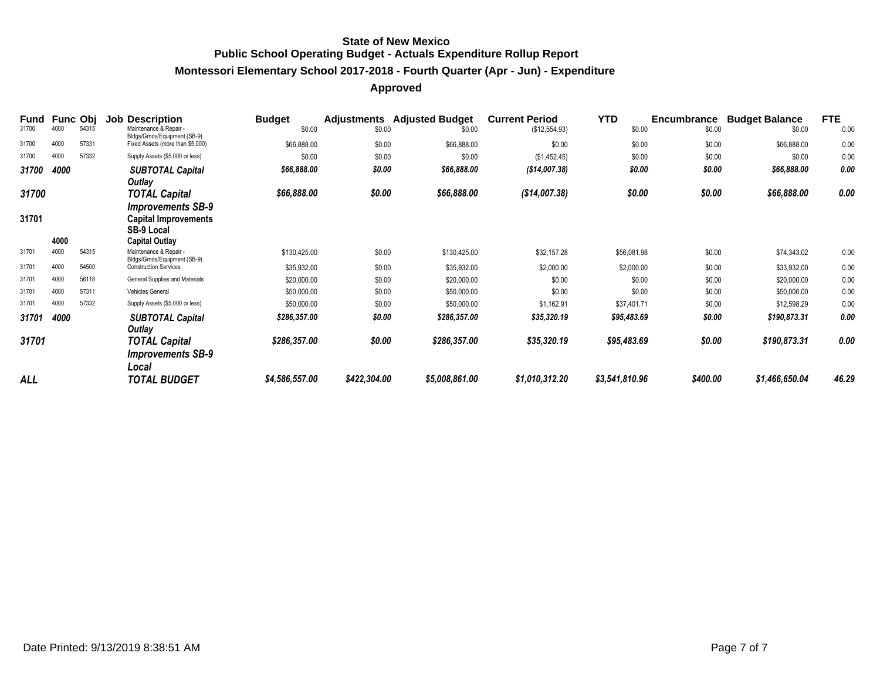**State of New Mexico**
**Public School Operating Budget - Actuals Expenditure Rollup Report**

**Montessori Elementary School 2017-2018 - Fourth Quarter (Apr - Jun) - Expenditure**

**Approved**

| Fund | Func | Obj | Job | Description | Budget | Adjustments | Adjusted Budget | Current Period | YTD | Encumbrance | Budget Balance | FTE |
|---|---|---|---|---|---|---|---|---|---|---|---|---|
| 31700 | 4000 | 54315 | | Maintenance & Repair - Bldgs/Grnds/Equipment (SB-9) | $0.00 | $0.00 | $0.00 | ($12,554.93) | $0.00 | $0.00 | $0.00 | 0.00 |
| 31700 | 4000 | 57331 | | Fixed Assets (more than $5,000) | $66,888.00 | $0.00 | $66,888.00 | $0.00 | $0.00 | $0.00 | $66,888.00 | 0.00 |
| 31700 | 4000 | 57332 | | Supply Assets ($5,000 or less) | $0.00 | $0.00 | $0.00 | ($1,452.45) | $0.00 | $0.00 | $0.00 | 0.00 |
| ***31700*** | ***4000*** | | | ***SUBTOTAL Capital Outlay*** | ***$66,888.00*** | ***$0.00*** | ***$66,888.00*** | ***($14,007.38)*** | ***$0.00*** | ***$0.00*** | ***$66,888.00*** | ***0.00*** |
| ***31700*** | | | | ***TOTAL Capital Improvements SB-9*** | ***$66,888.00*** | ***$0.00*** | ***$66,888.00*** | ***($14,007.38)*** | ***$0.00*** | ***$0.00*** | ***$66,888.00*** | ***0.00*** |
| **31701** | | | | **Capital Improvements SB-9 Local** | | | | | | | | |
| | **4000** | | | **Capital Outlay** | | | | | | | | |
| 31701 | 4000 | 54315 | | Maintenance & Repair - Bldgs/Grnds/Equipment (SB-9) | $130,425.00 | $0.00 | $130,425.00 | $32,157.28 | $56,081.98 | $0.00 | $74,343.02 | 0.00 |
| 31701 | 4000 | 54500 | | Construction Services | $35,932.00 | $0.00 | $35,932.00 | $2,000.00 | $2,000.00 | $0.00 | $33,932.00 | 0.00 |
| 31701 | 4000 | 56118 | | General Supplies and Materials | $20,000.00 | $0.00 | $20,000.00 | $0.00 | $0.00 | $0.00 | $20,000.00 | 0.00 |
| 31701 | 4000 | 57311 | | Vehicles General | $50,000.00 | $0.00 | $50,000.00 | $0.00 | $0.00 | $0.00 | $50,000.00 | 0.00 |
| 31701 | 4000 | 57332 | | Supply Assets ($5,000 or less) | $50,000.00 | $0.00 | $50,000.00 | $1,162.91 | $37,401.71 | $0.00 | $12,598.29 | 0.00 |
| ***31701*** | ***4000*** | | | ***SUBTOTAL Capital Outlay*** | ***$286,357.00*** | ***$0.00*** | ***$286,357.00*** | ***$35,320.19*** | ***$95,483.69*** | ***$0.00*** | ***$190,873.31*** | ***0.00*** |
| ***31701*** | | | | ***TOTAL Capital Improvements SB-9 Local*** | ***$286,357.00*** | ***$0.00*** | ***$286,357.00*** | ***$35,320.19*** | ***$95,483.69*** | ***$0.00*** | ***$190,873.31*** | ***0.00*** |
| ***ALL*** | | | | ***TOTAL BUDGET*** | ***$4,586,557.00*** | ***$422,304.00*** | ***$5,008,861.00*** | ***$1,010,312.20*** | ***$3,541,810.96*** | ***$400.00*** | ***$1,466,650.04*** | ***46.29*** |

Date Printed: 9/13/2019 8:38:51 AM